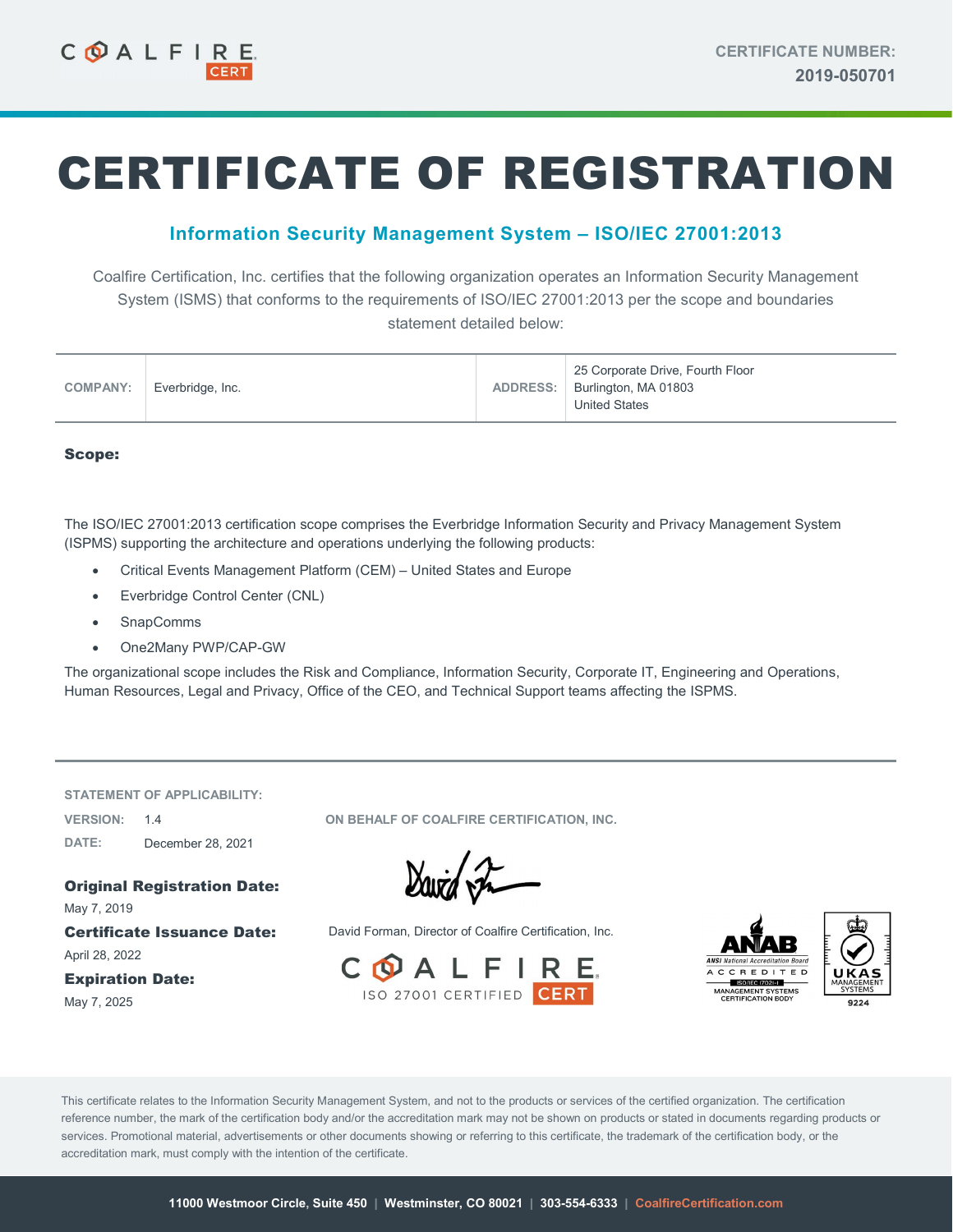COALFIRE CERT

CERTIFICATE NUMBER: **2019-050701**

# CERTIFICATE OF REGISTRATION

## Information Security Management System – ISO/IEC 27001:2013

Coalfire Certification, Inc. certifies that the following organization operates an Information Security Management System (ISMS) that conforms to the requirements of ISO/IEC 27001:2013 per the scope and boundaries statement detailed below:

| COMPANY: | Everbridge, Inc. | ADDRESS: | 25 Corporate Drive, Fourth Floor<br>Burlington, MA 01803<br>United States |
|---|---|---|---|

**Scope:**

The ISO/IEC 27001:2013 certification scope comprises the Everbridge Information Security and Privacy Management System (ISPMS) supporting the architecture and operations underlying the following products:

- Critical Events Management Platform (CEM) – United States and Europe
- Everbridge Control Center (CNL)
- SnapComms
- One2Many PWP/CAP-GW

The organizational scope includes the Risk and Compliance, Information Security, Corporate IT, Engineering and Operations, Human Resources, Legal and Privacy, Office of the CEO, and Technical Support teams affecting the ISPMS.

STATEMENT OF APPLICABILITY:

VERSION: 1.4

DATE: December 28, 2021

**Original Registration Date:**
May 7, 2019

**Certificate Issuance Date:**
April 28, 2022

**Expiration Date:**
May 7, 2025

ON BEHALF OF COALFIRE CERTIFICATION, INC.

David Forman, Director of Coalfire Certification, Inc.

COALFIRE ISO 27001 CERTIFIED CERT

ANAB ANSI National Accreditation Board ACCREDITED ISO/IEC 17021-1 MANAGEMENT SYSTEMS CERTIFICATION BODY

UKAS MANAGEMENT SYSTEMS 9224

This certificate relates to the Information Security Management System, and not to the products or services of the certified organization. The certification reference number, the mark of the certification body and/or the accreditation mark may not be shown on products or stated in documents regarding products or services. Promotional material, advertisements or other documents showing or referring to this certificate, the trademark of the certification body, or the accreditation mark, must comply with the intention of the certificate.

11000 Westmoor Circle, Suite 450 | Westminster, CO 80021 | 303-554-6333 | CoalfireCertification.com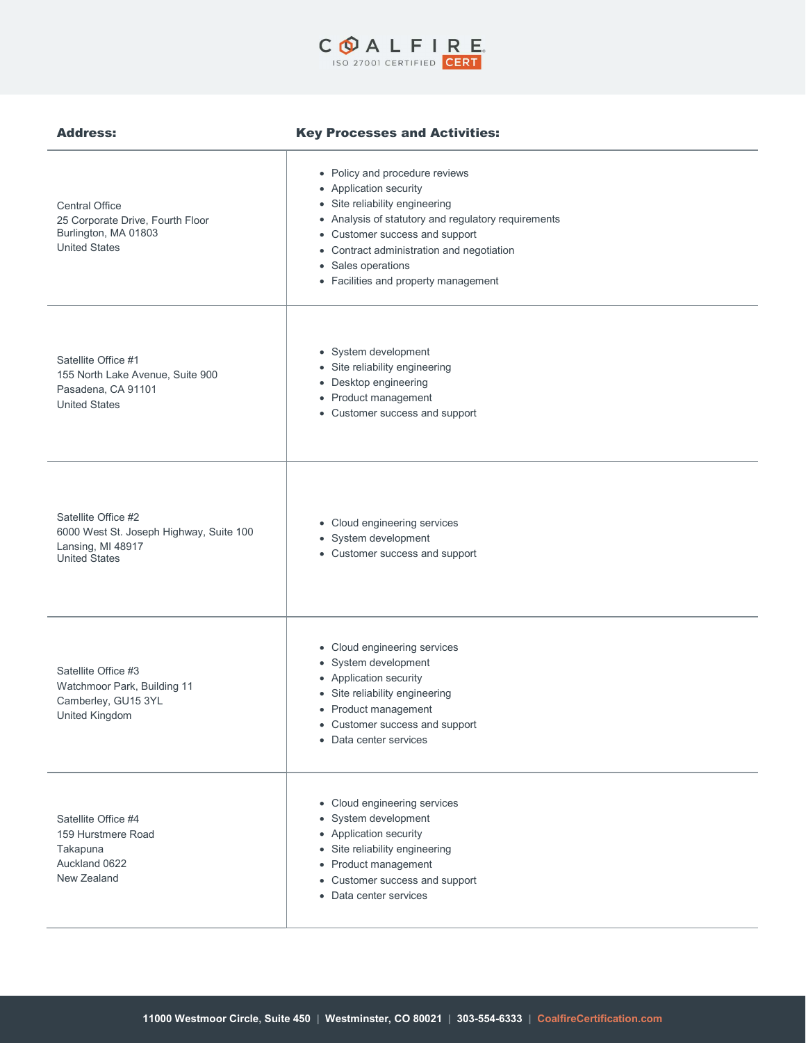| Address: | Key Processes and Activities: |
| --- | --- |
| Central Office<br>25 Corporate Drive, Fourth Floor<br>Burlington, MA 01803<br>United States | • Policy and procedure reviews<br>• Application security<br>• Site reliability engineering<br>• Analysis of statutory and regulatory requirements<br>• Customer success and support<br>• Contract administration and negotiation<br>• Sales operations<br>• Facilities and property management |
| Satellite Office #1<br>155 North Lake Avenue, Suite 900<br>Pasadena, CA 91101<br>United States | • System development<br>• Site reliability engineering<br>• Desktop engineering<br>• Product management<br>• Customer success and support |
| Satellite Office #2<br>6000 West St. Joseph Highway, Suite 100<br>Lansing, MI 48917<br>United States | • Cloud engineering services<br>• System development<br>• Customer success and support |
| Satellite Office #3<br>Watchmoor Park, Building 11<br>Camberley, GU15 3YL<br>United Kingdom | • Cloud engineering services<br>• System development<br>• Application security<br>• Site reliability engineering<br>• Product management<br>• Customer success and support<br>• Data center services |
| Satellite Office #4<br>159 Hurstmere Road<br>Takapuna<br>Auckland 0622<br>New Zealand | • Cloud engineering services<br>• System development<br>• Application security<br>• Site reliability engineering<br>• Product management<br>• Customer success and support<br>• Data center services |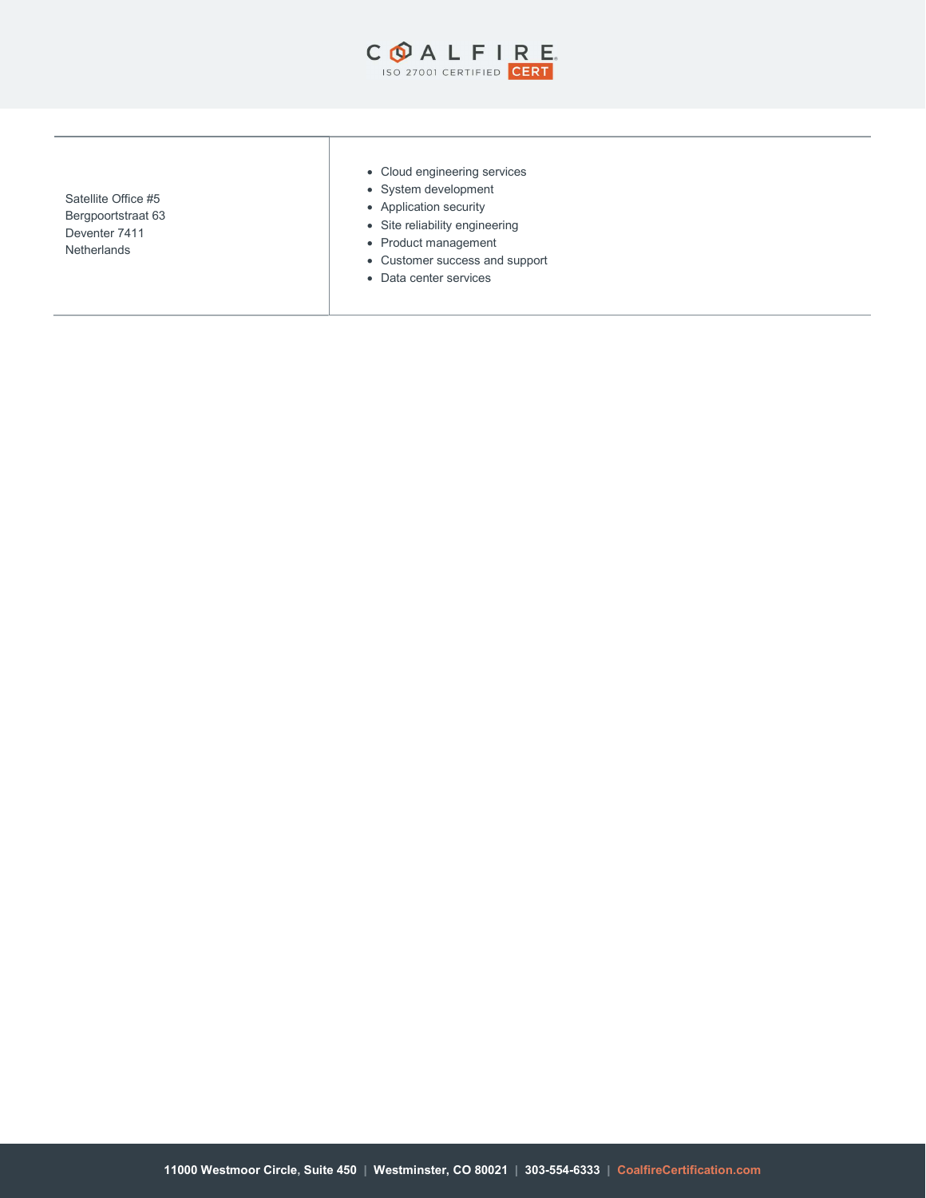| | |
|---|---|
| Satellite Office #5<br>Bergpoortstraat 63<br>Deventer 7411<br>Netherlands | • Cloud engineering services<br>• System development<br>• Application security<br>• Site reliability engineering<br>• Product management<br>• Customer success and support<br>• Data center services |